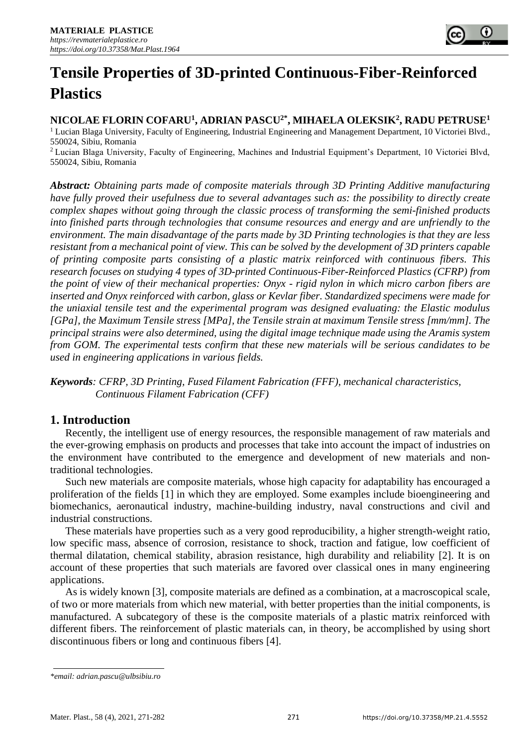# Tensile Properties of 3D-printed Continuous-Fiber-Reinforced Plastics

**NICOLAE FLORIN COFARU[1], ADRIAN PASCU[2*], MIHAELA OLEKSIK[2], RADU PETRUSE[1]**

[1] Lucian Blaga University, Faculty of Engineering, Industrial Engineering and Management Department, 10 Victoriei Blvd., 550024, Sibiu, Romania

[2] Lucian Blaga University, Faculty of Engineering, Machines and Industrial Equipment's Department, 10 Victoriei Blvd, 550024, Sibiu, Romania

***Abstract:*** *Obtaining parts made of composite materials through 3D Printing Additive manufacturing have fully proved their usefulness due to several advantages such as: the possibility to directly create complex shapes without going through the classic process of transforming the semi-finished products into finished parts through technologies that consume resources and energy and are unfriendly to the environment. The main disadvantage of the parts made by 3D Printing technologies is that they are less resistant from a mechanical point of view. This can be solved by the development of 3D printers capable of printing composite parts consisting of a plastic matrix reinforced with continuous fibers. This research focuses on studying 4 types of 3D-printed Continuous-Fiber-Reinforced Plastics (CFRP) from the point of view of their mechanical properties: Onyx - rigid nylon in which micro carbon fibers are inserted and Onyx reinforced with carbon, glass or Kevlar fiber. Standardized specimens were made for the uniaxial tensile test and the experimental program was designed evaluating: the Elastic modulus [GPa], the Maximum Tensile stress [MPa], the Tensile strain at maximum Tensile stress [mm/mm]. The principal strains were also determined, using the digital image technique made using the Aramis system from GOM. The experimental tests confirm that these new materials will be serious candidates to be used in engineering applications in various fields.*

***Keywords****: CFRP, 3D Printing, Fused Filament Fabrication (FFF), mechanical characteristics, Continuous Filament Fabrication (CFF)*

## 1. Introduction

Recently, the intelligent use of energy resources, the responsible management of raw materials and the ever-growing emphasis on products and processes that take into account the impact of industries on the environment have contributed to the emergence and development of new materials and non-traditional technologies.

Such new materials are composite materials, whose high capacity for adaptability has encouraged a proliferation of the fields [1] in which they are employed. Some examples include bioengineering and biomechanics, aeronautical industry, machine-building industry, naval constructions and civil and industrial constructions.

These materials have properties such as a very good reproducibility, a higher strength-weight ratio, low specific mass, absence of corrosion, resistance to shock, traction and fatigue, low coefficient of thermal dilatation, chemical stability, abrasion resistance, high durability and reliability [2]. It is on account of these properties that such materials are favored over classical ones in many engineering applications.

As is widely known [3], composite materials are defined as a combination, at a macroscopical scale, of two or more materials from which new material, with better properties than the initial components, is manufactured. A subcategory of these is the composite materials of a plastic matrix reinforced with different fibers. The reinforcement of plastic materials can, in theory, be accomplished by using short discontinuous fibers or long and continuous fibers [4].

*\*email: adrian.pascu@ulbsibiu.ro*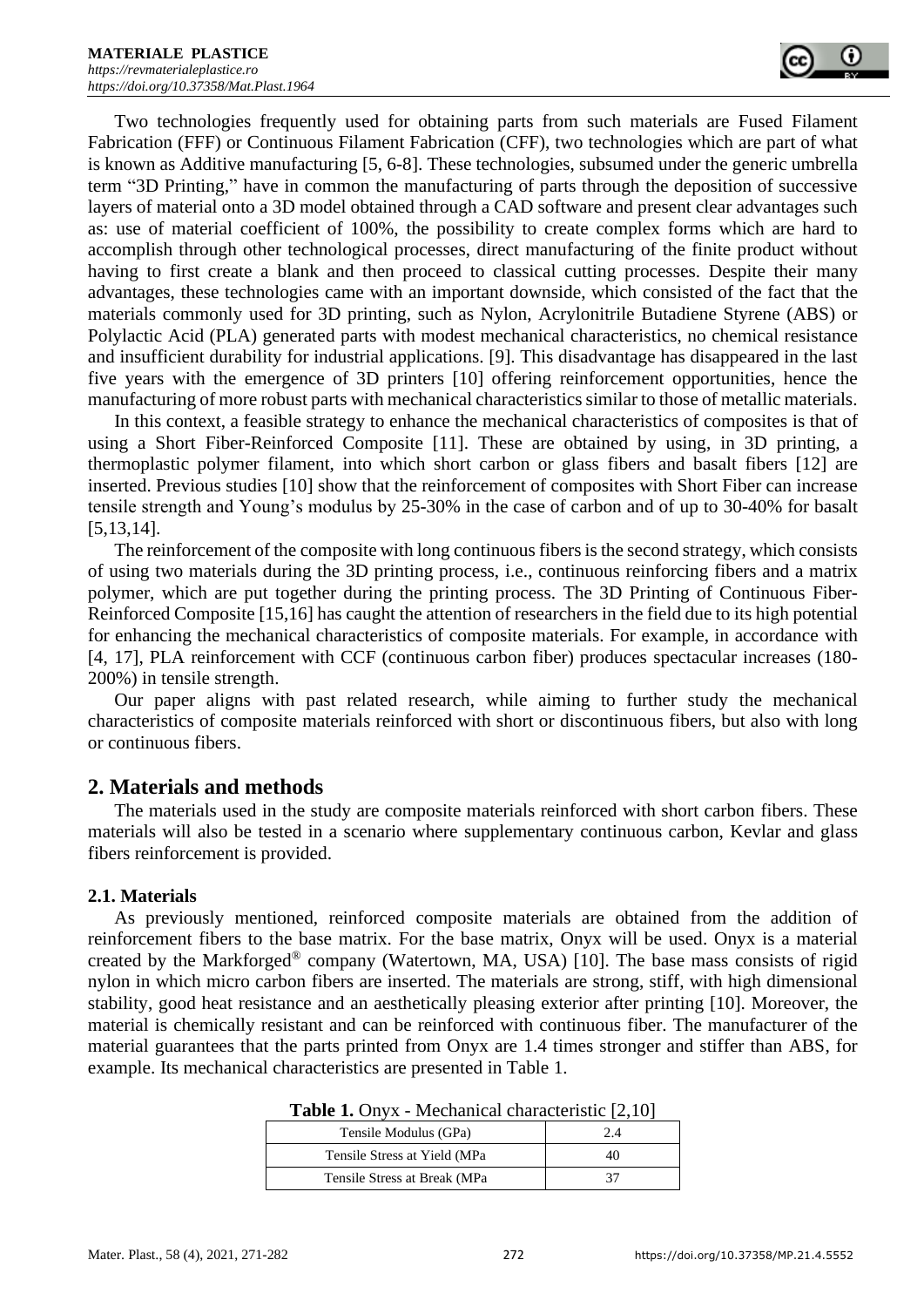Two technologies frequently used for obtaining parts from such materials are Fused Filament Fabrication (FFF) or Continuous Filament Fabrication (CFF), two technologies which are part of what is known as Additive manufacturing [5, 6-8]. These technologies, subsumed under the generic umbrella term "3D Printing," have in common the manufacturing of parts through the deposition of successive layers of material onto a 3D model obtained through a CAD software and present clear advantages such as: use of material coefficient of 100%, the possibility to create complex forms which are hard to accomplish through other technological processes, direct manufacturing of the finite product without having to first create a blank and then proceed to classical cutting processes. Despite their many advantages, these technologies came with an important downside, which consisted of the fact that the materials commonly used for 3D printing, such as Nylon, Acrylonitrile Butadiene Styrene (ABS) or Polylactic Acid (PLA) generated parts with modest mechanical characteristics, no chemical resistance and insufficient durability for industrial applications. [9]. This disadvantage has disappeared in the last five years with the emergence of 3D printers [10] offering reinforcement opportunities, hence the manufacturing of more robust parts with mechanical characteristics similar to those of metallic materials.

In this context, a feasible strategy to enhance the mechanical characteristics of composites is that of using a Short Fiber-Reinforced Composite [11]. These are obtained by using, in 3D printing, a thermoplastic polymer filament, into which short carbon or glass fibers and basalt fibers [12] are inserted. Previous studies [10] show that the reinforcement of composites with Short Fiber can increase tensile strength and Young's modulus by 25-30% in the case of carbon and of up to 30-40% for basalt [5,13,14].

The reinforcement of the composite with long continuous fibers is the second strategy, which consists of using two materials during the 3D printing process, i.e., continuous reinforcing fibers and a matrix polymer, which are put together during the printing process. The 3D Printing of Continuous Fiber-Reinforced Composite [15,16] has caught the attention of researchers in the field due to its high potential for enhancing the mechanical characteristics of composite materials. For example, in accordance with [4, 17], PLA reinforcement with CCF (continuous carbon fiber) produces spectacular increases (180-200%) in tensile strength.

Our paper aligns with past related research, while aiming to further study the mechanical characteristics of composite materials reinforced with short or discontinuous fibers, but also with long or continuous fibers.

## 2. Materials and methods

The materials used in the study are composite materials reinforced with short carbon fibers. These materials will also be tested in a scenario where supplementary continuous carbon, Kevlar and glass fibers reinforcement is provided.

### 2.1. Materials

As previously mentioned, reinforced composite materials are obtained from the addition of reinforcement fibers to the base matrix. For the base matrix, Onyx will be used. Onyx is a material created by the Markforged® company (Watertown, MA, USA) [10]. The base mass consists of rigid nylon in which micro carbon fibers are inserted. The materials are strong, stiff, with high dimensional stability, good heat resistance and an aesthetically pleasing exterior after printing [10]. Moreover, the material is chemically resistant and can be reinforced with continuous fiber. The manufacturer of the material guarantees that the parts printed from Onyx are 1.4 times stronger and stiffer than ABS, for example. Its mechanical characteristics are presented in Table 1.

**Table 1.** Onyx - Mechanical characteristic [2,10]

| Property | Value |
|---|---|
| Tensile Modulus (GPa) | 2.4 |
| Tensile Stress at Yield (MPa | 40 |
| Tensile Stress at Break (MPa | 37 |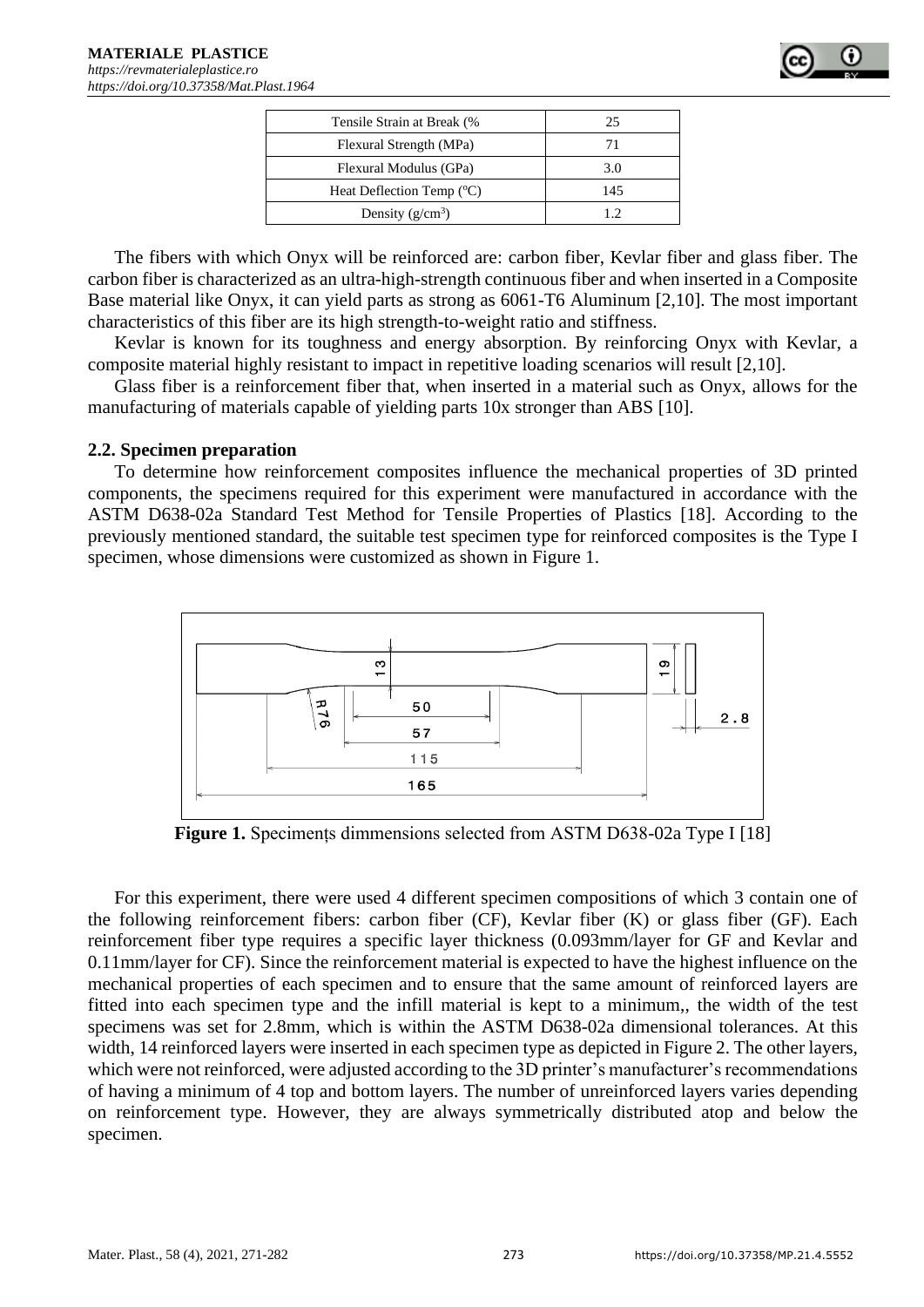| Tensile Strain at Break (% | 25 |
|---|---|
| Flexural Strength (MPa) | 71 |
| Flexural Modulus (GPa) | 3.0 |
| Heat Deflection Temp (°C) | 145 |
| Density (g/cm$^3$) | 1.2 |

The fibers with which Onyx will be reinforced are: carbon fiber, Kevlar fiber and glass fiber. The carbon fiber is characterized as an ultra-high-strength continuous fiber and when inserted in a Composite Base material like Onyx, it can yield parts as strong as 6061-T6 Aluminum [2,10]. The most important characteristics of this fiber are its high strength-to-weight ratio and stiffness.

Kevlar is known for its toughness and energy absorption. By reinforcing Onyx with Kevlar, a composite material highly resistant to impact in repetitive loading scenarios will result [2,10].

Glass fiber is a reinforcement fiber that, when inserted in a material such as Onyx, allows for the manufacturing of materials capable of yielding parts 10x stronger than ABS [10].

## 2.2. Specimen preparation

To determine how reinforcement composites influence the mechanical properties of 3D printed components, the specimens required for this experiment were manufactured in accordance with the ASTM D638-02a Standard Test Method for Tensile Properties of Plastics [18]. According to the previously mentioned standard, the suitable test specimen type for reinforced composites is the Type I specimen, whose dimensions were customized as shown in Figure 1.

**Figure 1.** Specimenṭs dimmensions selected from ASTM D638-02a Type I [18]

For this experiment, there were used 4 different specimen compositions of which 3 contain one of the following reinforcement fibers: carbon fiber (CF), Kevlar fiber (K) or glass fiber (GF). Each reinforcement fiber type requires a specific layer thickness (0.093mm/layer for GF and Kevlar and 0.11mm/layer for CF). Since the reinforcement material is expected to have the highest influence on the mechanical properties of each specimen and to ensure that the same amount of reinforced layers are fitted into each specimen type and the infill material is kept to a minimum,, the width of the test specimens was set for 2.8mm, which is within the ASTM D638-02a dimensional tolerances. At this width, 14 reinforced layers were inserted in each specimen type as depicted in Figure 2. The other layers, which were not reinforced, were adjusted according to the 3D printer's manufacturer's recommendations of having a minimum of 4 top and bottom layers. The number of unreinforced layers varies depending on reinforcement type. However, they are always symmetrically distributed atop and below the specimen.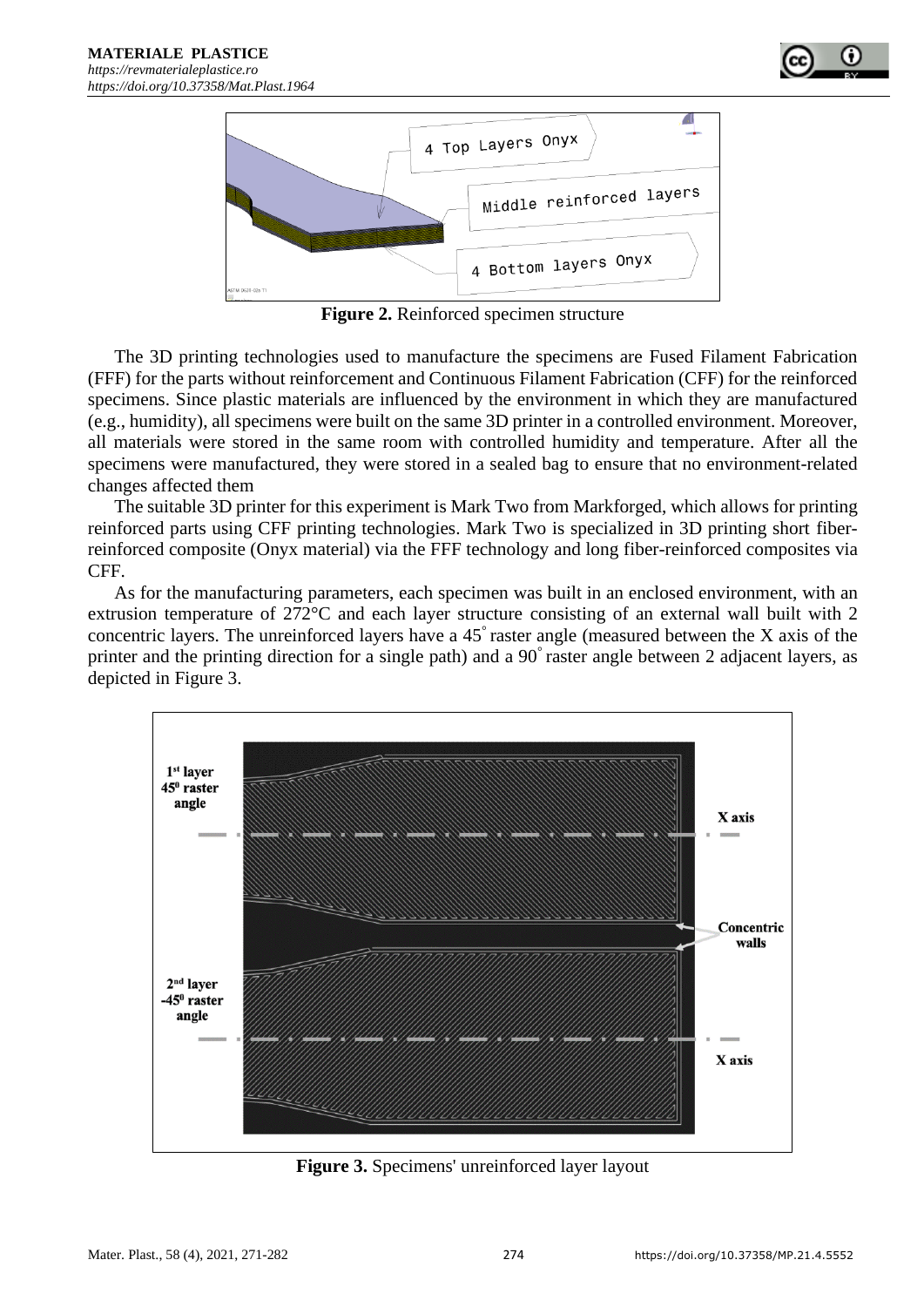**Figure 2.** Reinforced specimen structure

The 3D printing technologies used to manufacture the specimens are Fused Filament Fabrication (FFF) for the parts without reinforcement and Continuous Filament Fabrication (CFF) for the reinforced specimens. Since plastic materials are influenced by the environment in which they are manufactured (e.g., humidity), all specimens were built on the same 3D printer in a controlled environment. Moreover, all materials were stored in the same room with controlled humidity and temperature. After all the specimens were manufactured, they were stored in a sealed bag to ensure that no environment-related changes affected them

The suitable 3D printer for this experiment is Mark Two from Markforged, which allows for printing reinforced parts using CFF printing technologies. Mark Two is specialized in 3D printing short fiber-reinforced composite (Onyx material) via the FFF technology and long fiber-reinforced composites via CFF.

As for the manufacturing parameters, each specimen was built in an enclosed environment, with an extrusion temperature of 272°C and each layer structure consisting of an external wall built with 2 concentric layers. The unreinforced layers have a 45° raster angle (measured between the X axis of the printer and the printing direction for a single path) and a 90° raster angle between 2 adjacent layers, as depicted in Figure 3.

**Figure 3.** Specimens' unreinforced layer layout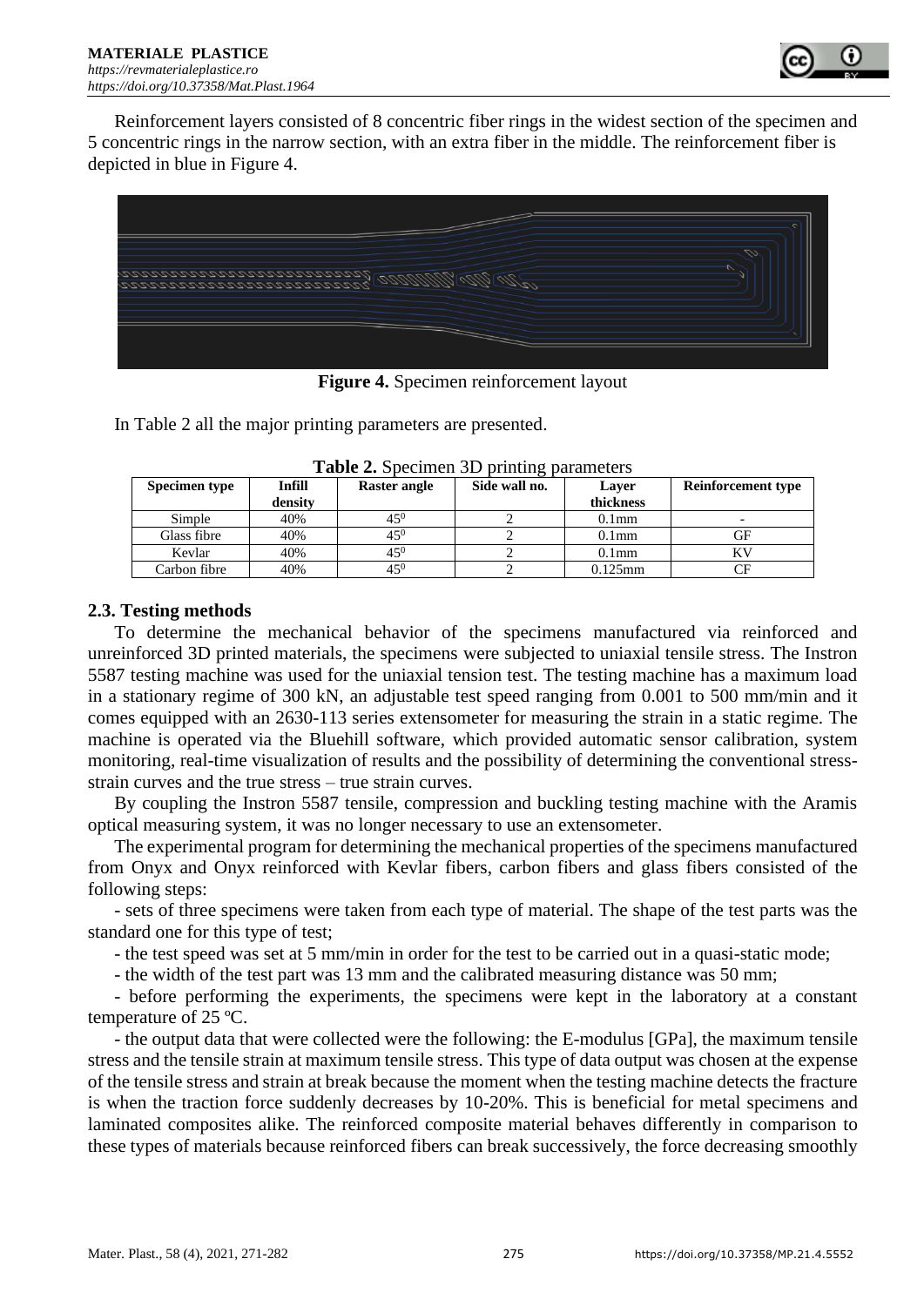Reinforcement layers consisted of 8 concentric fiber rings in the widest section of the specimen and 5 concentric rings in the narrow section, with an extra fiber in the middle. The reinforcement fiber is depicted in blue in Figure 4.

**Figure 4.** Specimen reinforcement layout

In Table 2 all the major printing parameters are presented.

**Table 2.** Specimen 3D printing parameters

| Specimen type | Infill density | Raster angle | Side wall no. | Layer thickness | Reinforcement type |
|---|---|---|---|---|---|
| Simple | 40% | $45^0$ | 2 | 0.1mm | - |
| Glass fibre | 40% | $45^0$ | 2 | 0.1mm | GF |
| Kevlar | 40% | $45^0$ | 2 | 0.1mm | KV |
| Carbon fibre | 40% | $45^0$ | 2 | 0.125mm | CF |

## 2.3. Testing methods

To determine the mechanical behavior of the specimens manufactured via reinforced and unreinforced 3D printed materials, the specimens were subjected to uniaxial tensile stress. The Instron 5587 testing machine was used for the uniaxial tension test. The testing machine has a maximum load in a stationary regime of 300 kN, an adjustable test speed ranging from 0.001 to 500 mm/min and it comes equipped with an 2630-113 series extensometer for measuring the strain in a static regime. The machine is operated via the Bluehill software, which provided automatic sensor calibration, system monitoring, real-time visualization of results and the possibility of determining the conventional stress-strain curves and the true stress – true strain curves.

By coupling the Instron 5587 tensile, compression and buckling testing machine with the Aramis optical measuring system, it was no longer necessary to use an extensometer.

The experimental program for determining the mechanical properties of the specimens manufactured from Onyx and Onyx reinforced with Kevlar fibers, carbon fibers and glass fibers consisted of the following steps:

- sets of three specimens were taken from each type of material. The shape of the test parts was the standard one for this type of test;

- the test speed was set at 5 mm/min in order for the test to be carried out in a quasi-static mode;

- the width of the test part was 13 mm and the calibrated measuring distance was 50 mm;

- before performing the experiments, the specimens were kept in the laboratory at a constant temperature of 25 ºC.

- the output data that were collected were the following: the E-modulus [GPa], the maximum tensile stress and the tensile strain at maximum tensile stress. This type of data output was chosen at the expense of the tensile stress and strain at break because the moment when the testing machine detects the fracture is when the traction force suddenly decreases by 10-20%. This is beneficial for metal specimens and laminated composites alike. The reinforced composite material behaves differently in comparison to these types of materials because reinforced fibers can break successively, the force decreasing smoothly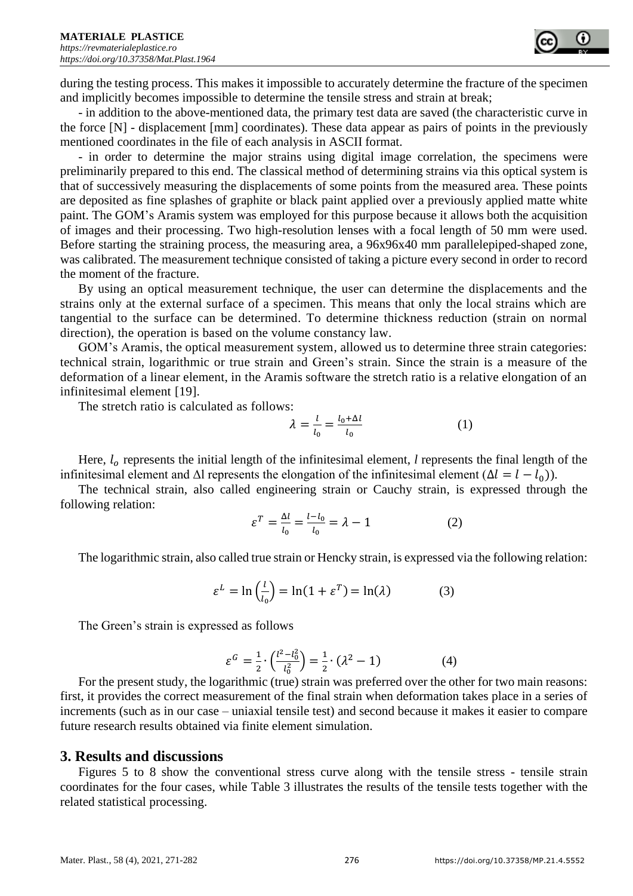during the testing process. This makes it impossible to accurately determine the fracture of the specimen and implicitly becomes impossible to determine the tensile stress and strain at break;

- in addition to the above-mentioned data, the primary test data are saved (the characteristic curve in the force [N] - displacement [mm] coordinates). These data appear as pairs of points in the previously mentioned coordinates in the file of each analysis in ASCII format.

- in order to determine the major strains using digital image correlation, the specimens were preliminarily prepared to this end. The classical method of determining strains via this optical system is that of successively measuring the displacements of some points from the measured area. These points are deposited as fine splashes of graphite or black paint applied over a previously applied matte white paint. The GOM's Aramis system was employed for this purpose because it allows both the acquisition of images and their processing. Two high-resolution lenses with a focal length of 50 mm were used. Before starting the straining process, the measuring area, a 96x96x40 mm parallelepiped-shaped zone, was calibrated. The measurement technique consisted of taking a picture every second in order to record the moment of the fracture.

By using an optical measurement technique, the user can determine the displacements and the strains only at the external surface of a specimen. This means that only the local strains which are tangential to the surface can be determined. To determine thickness reduction (strain on normal direction), the operation is based on the volume constancy law.

GOM's Aramis, the optical measurement system, allowed us to determine three strain categories: technical strain, logarithmic or true strain and Green's strain. Since the strain is a measure of the deformation of a linear element, in the Aramis software the stretch ratio is a relative elongation of an infinitesimal element [19].

The stretch ratio is calculated as follows:

$$\lambda = \frac{l}{l_0} = \frac{l_0 + \Delta l}{l_0} \qquad (1)$$

Here, $l_o$ represents the initial length of the infinitesimal element, $l$ represents the final length of the infinitesimal element and $\Delta$l represents the elongation of the infinitesimal element ($\Delta l = l - l_0$)).

The technical strain, also called engineering strain or Cauchy strain, is expressed through the following relation:

$$\varepsilon^T = \frac{\Delta l}{l_0} = \frac{l - l_0}{l_0} = \lambda - 1 \qquad (2)$$

The logarithmic strain, also called true strain or Hencky strain, is expressed via the following relation:

$$\varepsilon^L = \ln\left(\frac{l}{l_0}\right) = \ln(1 + \varepsilon^T) = \ln(\lambda) \qquad (3)$$

The Green's strain is expressed as follows

$$\varepsilon^G = \frac{1}{2} \cdot \left(\frac{l^2 - l_0^2}{l_0^2}\right) = \frac{1}{2} \cdot (\lambda^2 - 1) \qquad (4)$$

For the present study, the logarithmic (true) strain was preferred over the other for two main reasons: first, it provides the correct measurement of the final strain when deformation takes place in a series of increments (such as in our case – uniaxial tensile test) and second because it makes it easier to compare future research results obtained via finite element simulation.

## 3. Results and discussions

Figures 5 to 8 show the conventional stress curve along with the tensile stress - tensile strain coordinates for the four cases, while Table 3 illustrates the results of the tensile tests together with the related statistical processing.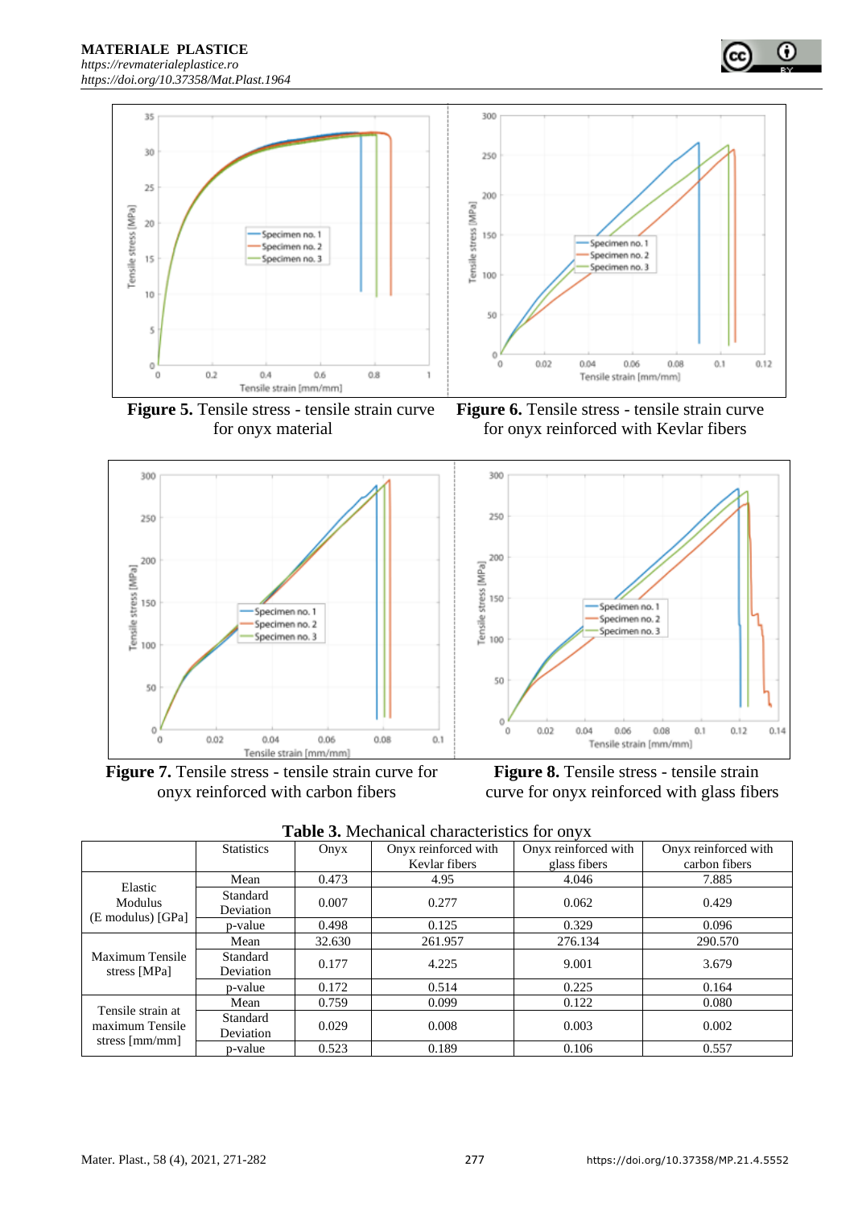Figure 5. Tensile stress - tensile strain curve for onyx material

Figure 6. Tensile stress - tensile strain curve for onyx reinforced with Kevlar fibers

Figure 7. Tensile stress - tensile strain curve for onyx reinforced with carbon fibers

Figure 8. Tensile stress - tensile strain curve for onyx reinforced with glass fibers

**Table 3.** Mechanical characteristics for onyx

| | Statistics | Onyx | Onyx reinforced with Kevlar fibers | Onyx reinforced with glass fibers | Onyx reinforced with carbon fibers |
|---|---|---|---|---|---|
| Elastic Modulus (E modulus) [GPa] | Mean | 0.473 | 4.95 | 4.046 | 7.885 |
| | Standard Deviation | 0.007 | 0.277 | 0.062 | 0.429 |
| | p-value | 0.498 | 0.125 | 0.329 | 0.096 |
| Maximum Tensile stress [MPa] | Mean | 32.630 | 261.957 | 276.134 | 290.570 |
| | Standard Deviation | 0.177 | 4.225 | 9.001 | 3.679 |
| | p-value | 0.172 | 0.514 | 0.225 | 0.164 |
| Tensile strain at maximum Tensile stress [mm/mm] | Mean | 0.759 | 0.099 | 0.122 | 0.080 |
| | Standard Deviation | 0.029 | 0.008 | 0.003 | 0.002 |
| | p-value | 0.523 | 0.189 | 0.106 | 0.557 |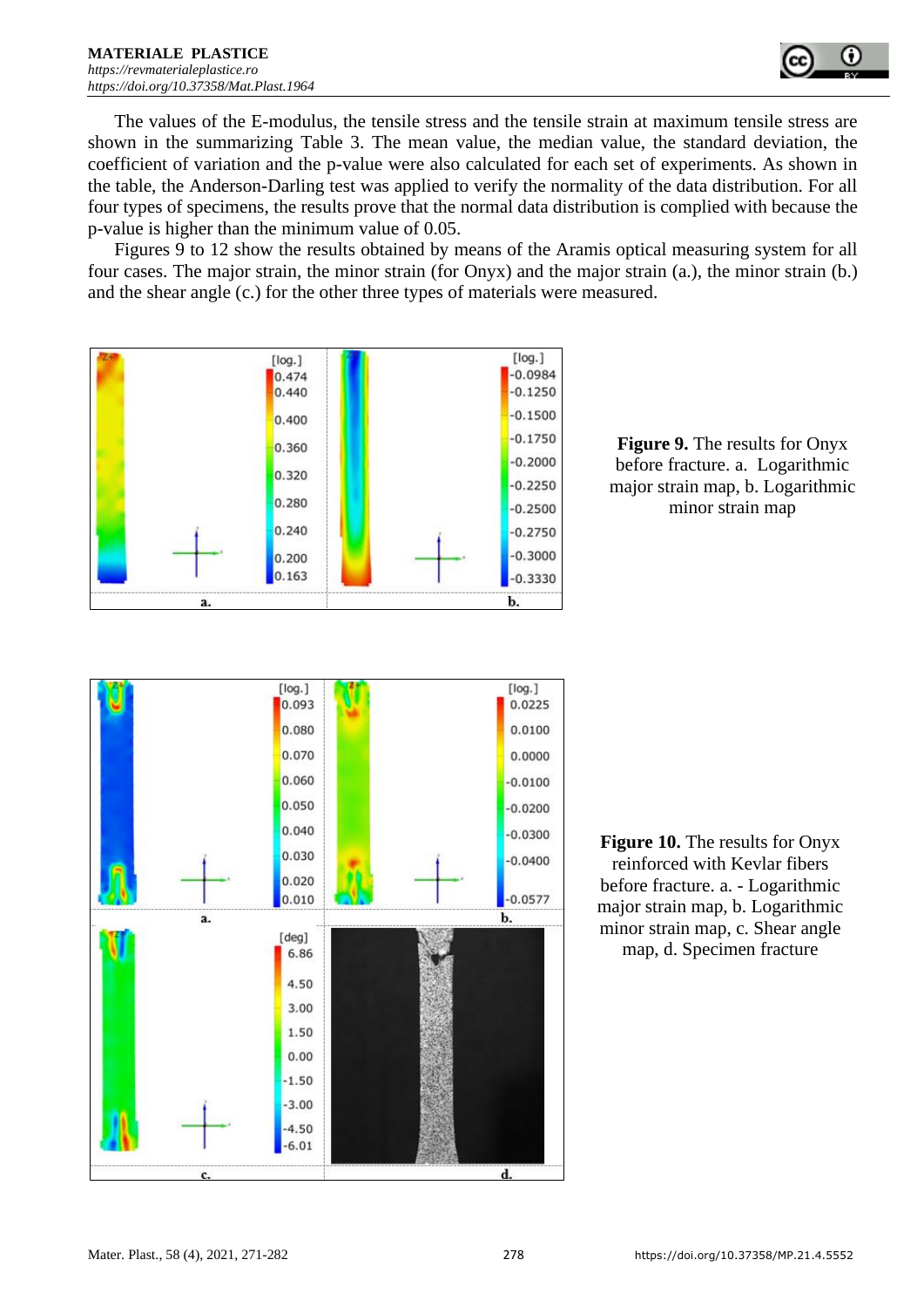The values of the E-modulus, the tensile stress and the tensile strain at maximum tensile stress are shown in the summarizing Table 3. The mean value, the median value, the standard deviation, the coefficient of variation and the p-value were also calculated for each set of experiments. As shown in the table, the Anderson-Darling test was applied to verify the normality of the data distribution. For all four types of specimens, the results prove that the normal data distribution is complied with because the p-value is higher than the minimum value of 0.05.

Figures 9 to 12 show the results obtained by means of the Aramis optical measuring system for all four cases. The major strain, the minor strain (for Onyx) and the major strain (a.), the minor strain (b.) and the shear angle (c.) for the other three types of materials were measured.

**Figure 9.** The results for Onyx before fracture. a. Logarithmic major strain map, b. Logarithmic minor strain map

**Figure 10.** The results for Onyx reinforced with Kevlar fibers before fracture. a. - Logarithmic major strain map, b. Logarithmic minor strain map, c. Shear angle map, d. Specimen fracture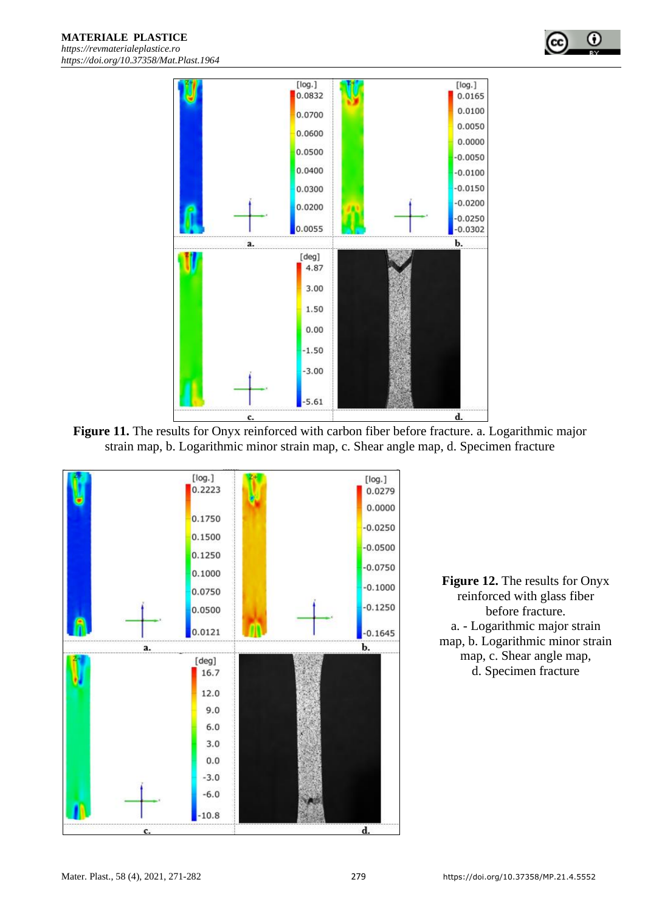**Figure 11.** The results for Onyx reinforced with carbon fiber before fracture. a. Logarithmic major strain map, b. Logarithmic minor strain map, c. Shear angle map, d. Specimen fracture

**Figure 12.** The results for Onyx reinforced with glass fiber before fracture.
a. - Logarithmic major strain map, b. Logarithmic minor strain map, c. Shear angle map,
d. Specimen fracture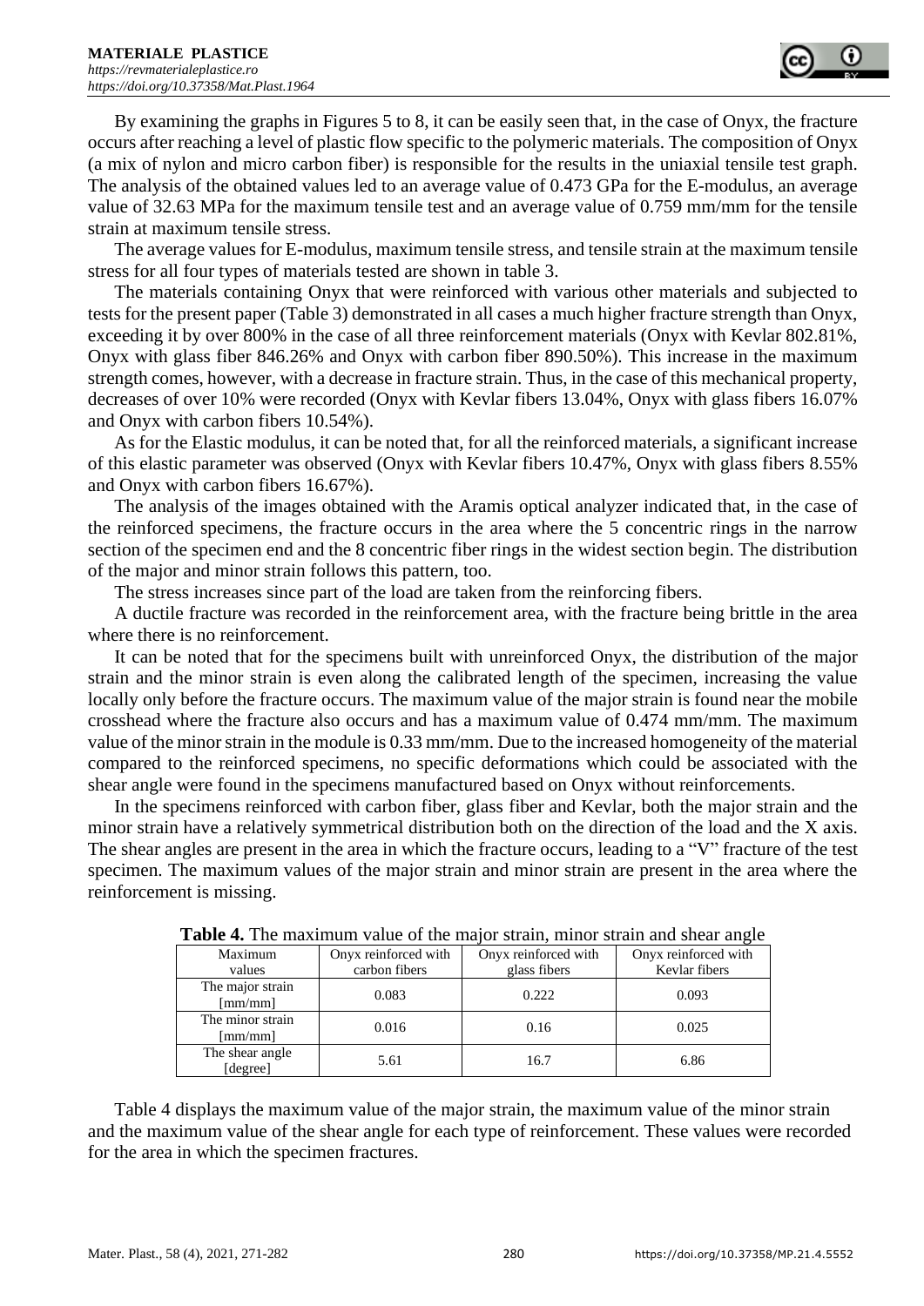By examining the graphs in Figures 5 to 8, it can be easily seen that, in the case of Onyx, the fracture occurs after reaching a level of plastic flow specific to the polymeric materials. The composition of Onyx (a mix of nylon and micro carbon fiber) is responsible for the results in the uniaxial tensile test graph. The analysis of the obtained values led to an average value of 0.473 GPa for the E-modulus, an average value of 32.63 MPa for the maximum tensile test and an average value of 0.759 mm/mm for the tensile strain at maximum tensile stress.

The average values for E-modulus, maximum tensile stress, and tensile strain at the maximum tensile stress for all four types of materials tested are shown in table 3.

The materials containing Onyx that were reinforced with various other materials and subjected to tests for the present paper (Table 3) demonstrated in all cases a much higher fracture strength than Onyx, exceeding it by over 800% in the case of all three reinforcement materials (Onyx with Kevlar 802.81%, Onyx with glass fiber 846.26% and Onyx with carbon fiber 890.50%). This increase in the maximum strength comes, however, with a decrease in fracture strain. Thus, in the case of this mechanical property, decreases of over 10% were recorded (Onyx with Kevlar fibers 13.04%, Onyx with glass fibers 16.07% and Onyx with carbon fibers 10.54%).

As for the Elastic modulus, it can be noted that, for all the reinforced materials, a significant increase of this elastic parameter was observed (Onyx with Kevlar fibers 10.47%, Onyx with glass fibers 8.55% and Onyx with carbon fibers 16.67%).

The analysis of the images obtained with the Aramis optical analyzer indicated that, in the case of the reinforced specimens, the fracture occurs in the area where the 5 concentric rings in the narrow section of the specimen end and the 8 concentric fiber rings in the widest section begin. The distribution of the major and minor strain follows this pattern, too.

The stress increases since part of the load are taken from the reinforcing fibers.

A ductile fracture was recorded in the reinforcement area, with the fracture being brittle in the area where there is no reinforcement.

It can be noted that for the specimens built with unreinforced Onyx, the distribution of the major strain and the minor strain is even along the calibrated length of the specimen, increasing the value locally only before the fracture occurs. The maximum value of the major strain is found near the mobile crosshead where the fracture also occurs and has a maximum value of 0.474 mm/mm. The maximum value of the minor strain in the module is 0.33 mm/mm. Due to the increased homogeneity of the material compared to the reinforced specimens, no specific deformations which could be associated with the shear angle were found in the specimens manufactured based on Onyx without reinforcements.

In the specimens reinforced with carbon fiber, glass fiber and Kevlar, both the major strain and the minor strain have a relatively symmetrical distribution both on the direction of the load and the X axis. The shear angles are present in the area in which the fracture occurs, leading to a "V" fracture of the test specimen. The maximum values of the major strain and minor strain are present in the area where the reinforcement is missing.

**Table 4.** The maximum value of the major strain, minor strain and shear angle

| Maximum values | Onyx reinforced with carbon fibers | Onyx reinforced with glass fibers | Onyx reinforced with Kevlar fibers |
|---|---|---|---|
| The major strain [mm/mm] | 0.083 | 0.222 | 0.093 |
| The minor strain [mm/mm] | 0.016 | 0.16 | 0.025 |
| The shear angle [degree] | 5.61 | 16.7 | 6.86 |

Table 4 displays the maximum value of the major strain, the maximum value of the minor strain and the maximum value of the shear angle for each type of reinforcement. These values were recorded for the area in which the specimen fractures.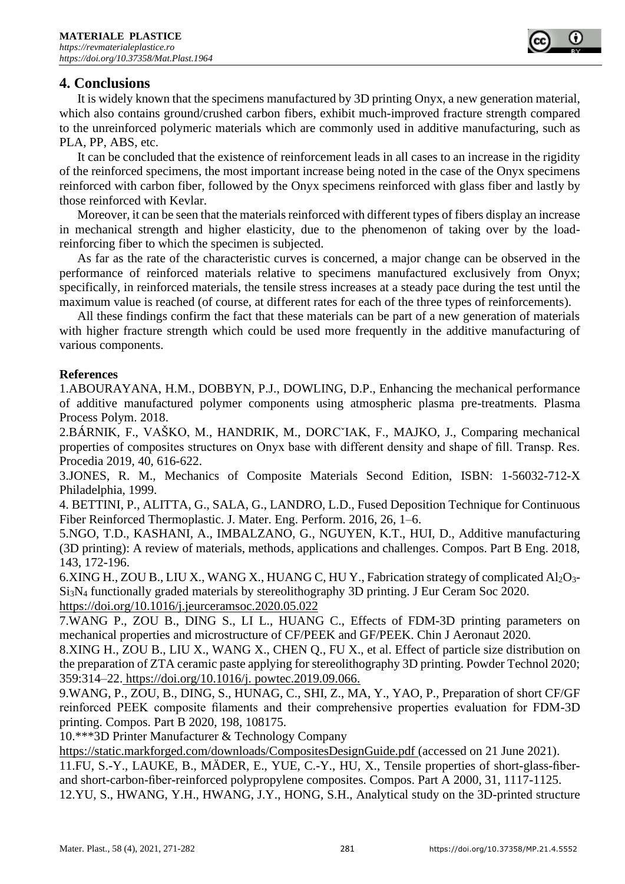## 4. Conclusions

It is widely known that the specimens manufactured by 3D printing Onyx, a new generation material, which also contains ground/crushed carbon fibers, exhibit much-improved fracture strength compared to the unreinforced polymeric materials which are commonly used in additive manufacturing, such as PLA, PP, ABS, etc.

It can be concluded that the existence of reinforcement leads in all cases to an increase in the rigidity of the reinforced specimens, the most important increase being noted in the case of the Onyx specimens reinforced with carbon fiber, followed by the Onyx specimens reinforced with glass fiber and lastly by those reinforced with Kevlar.

Moreover, it can be seen that the materials reinforced with different types of fibers display an increase in mechanical strength and higher elasticity, due to the phenomenon of taking over by the load-reinforcing fiber to which the specimen is subjected.

As far as the rate of the characteristic curves is concerned, a major change can be observed in the performance of reinforced materials relative to specimens manufactured exclusively from Onyx; specifically, in reinforced materials, the tensile stress increases at a steady pace during the test until the maximum value is reached (of course, at different rates for each of the three types of reinforcements).

All these findings confirm the fact that these materials can be part of a new generation of materials with higher fracture strength which could be used more frequently in the additive manufacturing of various components.

**References**

1.ABOURAYANA, H.M., DOBBYN, P.J., DOWLING, D.P., Enhancing the mechanical performance of additive manufactured polymer components using atmospheric plasma pre-treatments. Plasma Process Polym. 2018.

2.BÁRNIK, F., VAŠKO, M., HANDRIK, M., DORCˇIAK, F., MAJKO, J., Comparing mechanical properties of composites structures on Onyx base with different density and shape of fill. Transp. Res. Procedia 2019, 40, 616-622.

3.JONES, R. M., Mechanics of Composite Materials Second Edition, ISBN: 1-56032-712-X Philadelphia, 1999.

4. BETTINI, P., ALITTA, G., SALA, G., LANDRO, L.D., Fused Deposition Technique for Continuous Fiber Reinforced Thermoplastic. J. Mater. Eng. Perform. 2016, 26, 1–6.

5.NGO, T.D., KASHANI, A., IMBALZANO, G., NGUYEN, K.T., HUI, D., Additive manufacturing (3D printing): A review of materials, methods, applications and challenges. Compos. Part B Eng. 2018, 143, 172-196.

6.XING H., ZOU B., LIU X., WANG X., HUANG C, HU Y., Fabrication strategy of complicated $Al_2O_3$-$Si_3N_4$ functionally graded materials by stereolithography 3D printing. J Eur Ceram Soc 2020. https://doi.org/10.1016/j.jeurceramsoc.2020.05.022

7.WANG P., ZOU B., DING S., LI L., HUANG C., Effects of FDM-3D printing parameters on mechanical properties and microstructure of CF/PEEK and GF/PEEK. Chin J Aeronaut 2020.

8.XING H., ZOU B., LIU X., WANG X., CHEN Q., FU X., et al. Effect of particle size distribution on the preparation of ZTA ceramic paste applying for stereolithography 3D printing. Powder Technol 2020; 359:314–22. https://doi.org/10.1016/j. powtec.2019.09.066.

9.WANG, P., ZOU, B., DING, S., HUNAG, C., SHI, Z., MA, Y., YAO, P., Preparation of short CF/GF reinforced PEEK composite filaments and their comprehensive properties evaluation for FDM-3D printing. Compos. Part B 2020, 198, 108175.

10.***3D Printer Manufacturer & Technology Company https://static.markforged.com/downloads/CompositesDesignGuide.pdf (accessed on 21 June 2021).

11.FU, S.-Y., LAUKE, B., MÄDER, E., YUE, C.-Y., HU, X., Tensile properties of short-glass-fiber-and short-carbon-fiber-reinforced polypropylene composites. Compos. Part A 2000, 31, 1117-1125.

12.YU, S., HWANG, Y.H., HWANG, J.Y., HONG, S.H., Analytical study on the 3D-printed structure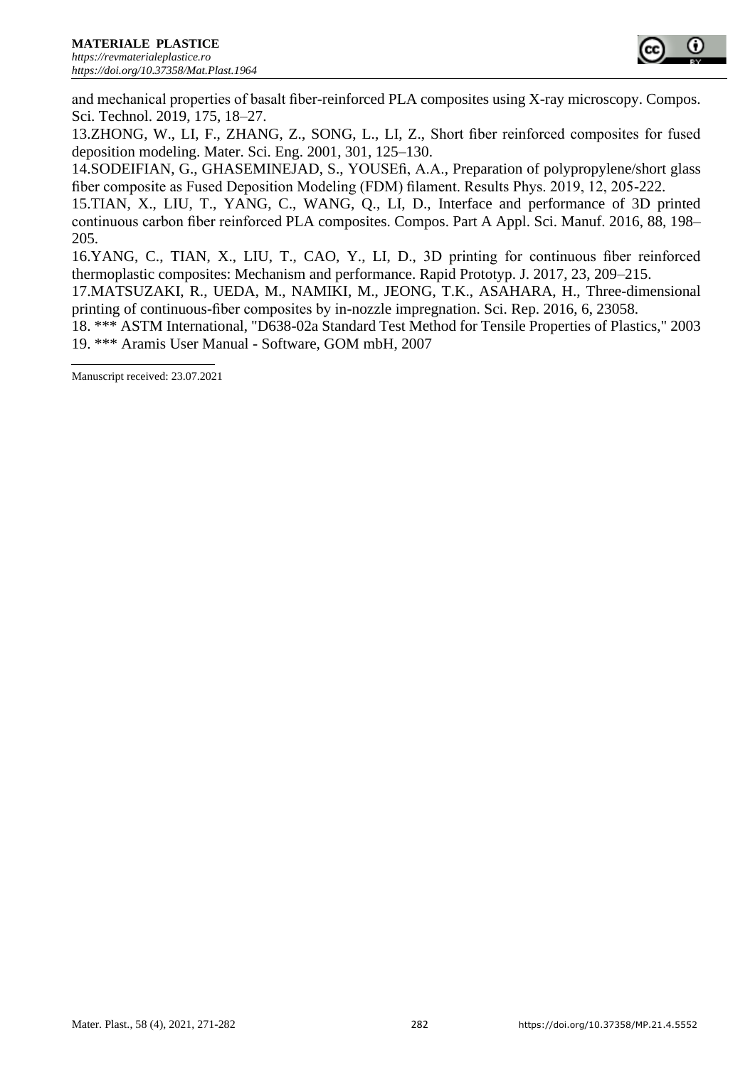and mechanical properties of basalt fiber-reinforced PLA composites using X-ray microscopy. Compos. Sci. Technol. 2019, 175, 18–27.

13.ZHONG, W., LI, F., ZHANG, Z., SONG, L., LI, Z., Short fiber reinforced composites for fused deposition modeling. Mater. Sci. Eng. 2001, 301, 125–130.

14.SODEIFIAN, G., GHASEMINEJAD, S., YOUSEfi, A.A., Preparation of polypropylene/short glass fiber composite as Fused Deposition Modeling (FDM) filament. Results Phys. 2019, 12, 205-222.

15.TIAN, X., LIU, T., YANG, C., WANG, Q., LI, D., Interface and performance of 3D printed continuous carbon fiber reinforced PLA composites. Compos. Part A Appl. Sci. Manuf. 2016, 88, 198–205.

16.YANG, C., TIAN, X., LIU, T., CAO, Y., LI, D., 3D printing for continuous fiber reinforced thermoplastic composites: Mechanism and performance. Rapid Prototyp. J. 2017, 23, 209–215.

17.MATSUZAKI, R., UEDA, M., NAMIKI, M., JEONG, T.K., ASAHARA, H., Three-dimensional printing of continuous-fiber composites by in-nozzle impregnation. Sci. Rep. 2016, 6, 23058.

18. *** ASTM International, "D638-02a Standard Test Method for Tensile Properties of Plastics," 2003

19. *** Aramis User Manual - Software, GOM mbH, 2007

Manuscript received: 23.07.2021